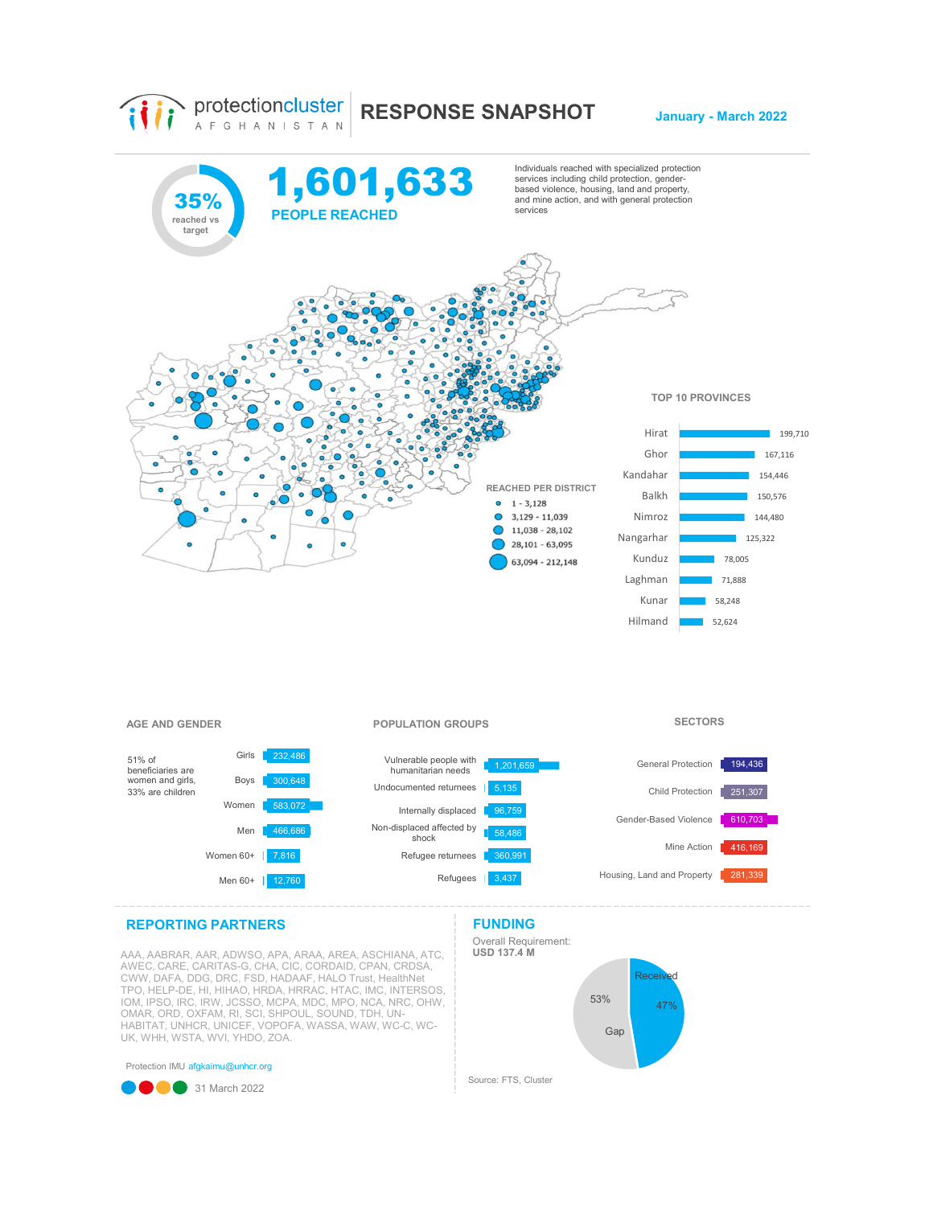# protectioncluster AFGHANISTAN — RESPONSE SNAPSHOT

**January - March 2022**

**35%** reached vs target

# 1,601,633

**PEOPLE REACHED**

Individuals reached with specialized protection services including child protection, gender-based violence, housing, land and property, and mine action, and with general protection services

### REACHED PER DISTRICT

- 1 - 3,128
- 3,129 - 11,039
- 11,038 - 28,102
- 28,101 - 63,095
- 63,094 - 212,148

### TOP 10 PROVINCES

| Province | Reached |
|---|---|
| Hirat | 199,710 |
| Ghor | 167,116 |
| Kandahar | 154,446 |
| Balkh | 150,576 |
| Nimroz | 144,480 |
| Nangarhar | 125,322 |
| Kunduz | 78,005 |
| Laghman | 71,888 |
| Kunar | 58,248 |
| Hilmand | 52,624 |

### AGE AND GENDER

51% of beneficiaries are women and girls, 33% are children

| Group | Reached |
|---|---|
| Girls | 232,486 |
| Boys | 300,648 |
| Women | 583,072 |
| Men | 466,686 |
| Women 60+ | 7,816 |
| Men 60+ | 12,760 |

### POPULATION GROUPS

| Group | Reached |
|---|---|
| Vulnerable people with humanitarian needs | 1,201,659 |
| Undocumented returnees | 5,135 |
| Internally displaced | 96,759 |
| Non-displaced affected by shock | 58,486 |
| Refugee returnees | 360,991 |
| Refugees | 3,437 |

### SECTORS

| Sector | Reached |
|---|---|
| General Protection | 194,436 |
| Child Protection | 251,307 |
| Gender-Based Violence | 610,703 |
| Mine Action | 416,169 |
| Housing, Land and Property | 281,339 |

## REPORTING PARTNERS

AAA, AABRAR, AAR, ADWSO, APA, ARAA, AREA, ASCHIANA, ATC, AWEC, CARE, CARITAS-G, CHA, CIC, CORDAID, CPAN, CRDSA, CWW, DAFA, DDG, DRC, FSD, HADAAF, HALO Trust, HealthNet TPO, HELP-DE, HI, HIHAO, HRDA, HRRAC, HTAC, IMC, INTERSOS, IOM, IPSO, IRC, IRW, JCSSO, MCPA, MDC, MPO, NCA, NRC, OHW, OMAR, ORD, OXFAM, RI, SCI, SHPOUL, SOUND, TDH, UN-HABITAT, UNHCR, UNICEF, VOPOFA, WASSA, WAW, WC-C, WC-UK, WHH, WSTA, WVI, YHDO, ZOA.

Protection IMU afgkaimu@unhcr.org

31 March 2022

## FUNDING

Overall Requirement:
**USD 137.4 M**

- Received: 47%
- Gap: 53%

Source: FTS, Cluster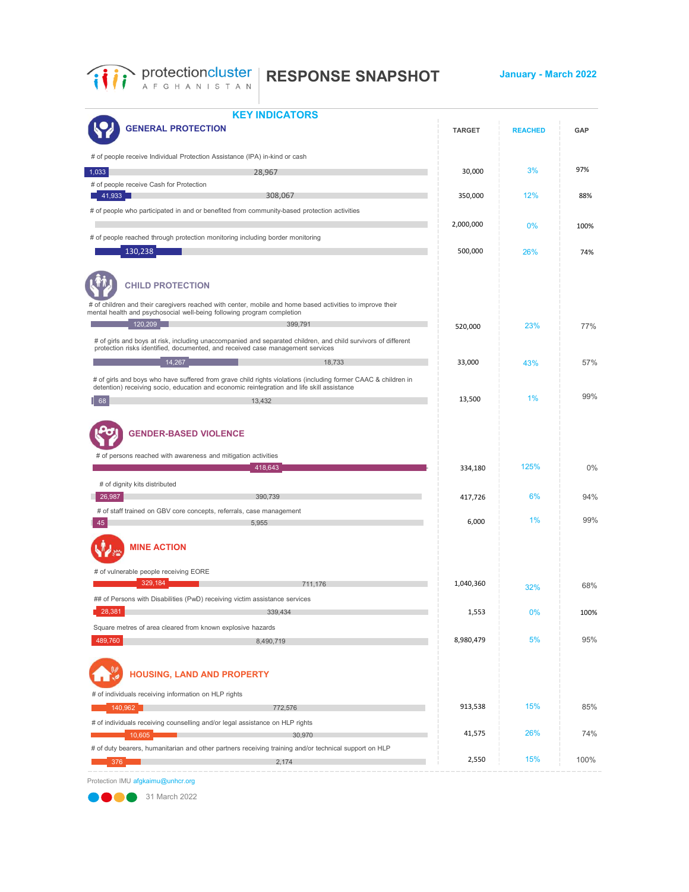protectioncluster AFGHANISTAN

# RESPONSE SNAPSHOT

January - March 2022

## KEY INDICATORS

### GENERAL PROTECTION

| Indicator | Reached | Remaining | TARGET | REACHED | GAP |
|---|---|---|---|---|---|
| # of people receive Individual Protection Assistance (IPA) in-kind or cash | 1,033 | 28,967 | 30,000 | 3% | 97% |
| # of people receive Cash for Protection | 41,933 | 308,067 | 350,000 | 12% | 88% |
| # of people who participated in and or benefited from community-based protection activities | | | 2,000,000 | 0% | 100% |
| # of people reached through protection monitoring including border monitoring | 130,238 | | 500,000 | 26% | 74% |

### CHILD PROTECTION

| Indicator | Reached | Remaining | TARGET | REACHED | GAP |
|---|---|---|---|---|---|
| # of children and their caregivers reached with center, mobile and home based activities to improve their mental health and psychosocial well-being following program completion | 120,209 | 399,791 | 520,000 | 23% | 77% |
| # of girls and boys at risk, including unaccompanied and separated children, and child survivors of different protection risks identified, documented, and received case management services | 14,267 | 18,733 | 33,000 | 43% | 57% |
| # of girls and boys who have suffered from grave child rights violations (including former CAAC & children in detention) receiving socio, education and economic reintegration and life skill assistance | 68 | 13,432 | 13,500 | 1% | 99% |

### GENDER-BASED VIOLENCE

| Indicator | Reached | Remaining | TARGET | REACHED | GAP |
|---|---|---|---|---|---|
| # of persons reached with awareness and mitigation activities | 418,643 | | 334,180 | 125% | 0% |
| # of dignity kits distributed | 26,987 | 390,739 | 417,726 | 6% | 94% |
| # of staff trained on GBV core concepts, referrals, case management | 45 | 5,955 | 6,000 | 1% | 99% |

### MINE ACTION

| Indicator | Reached | Remaining | TARGET | REACHED | GAP |
|---|---|---|---|---|---|
| # of vulnerable people receiving EORE | 329,184 | 711,176 | 1,040,360 | 32% | 68% |
| ## of Persons with Disabilities (PwD) receiving victim assistance services | 28,381 | 339,434 | 1,553 | 0% | 100% |
| Square metres of area cleared from known explosive hazards | 489,760 | 8,490,719 | 8,980,479 | 5% | 95% |

### HOUSING, LAND AND PROPERTY

| Indicator | Reached | Remaining | TARGET | REACHED | GAP |
|---|---|---|---|---|---|
| # of individuals receiving information on HLP rights | 140,962 | 772,576 | 913,538 | 15% | 85% |
| # of individuals receiving counselling and/or legal assistance on HLP rights | 10,605 | 30,970 | 41,575 | 26% | 74% |
| # of duty bearers, humanitarian and other partners receiving training and/or technical support on HLP | 376 | 2,174 | 2,550 | 15% | 100% |

Protection IMU afgkaimu@unhcr.org

31 March 2022